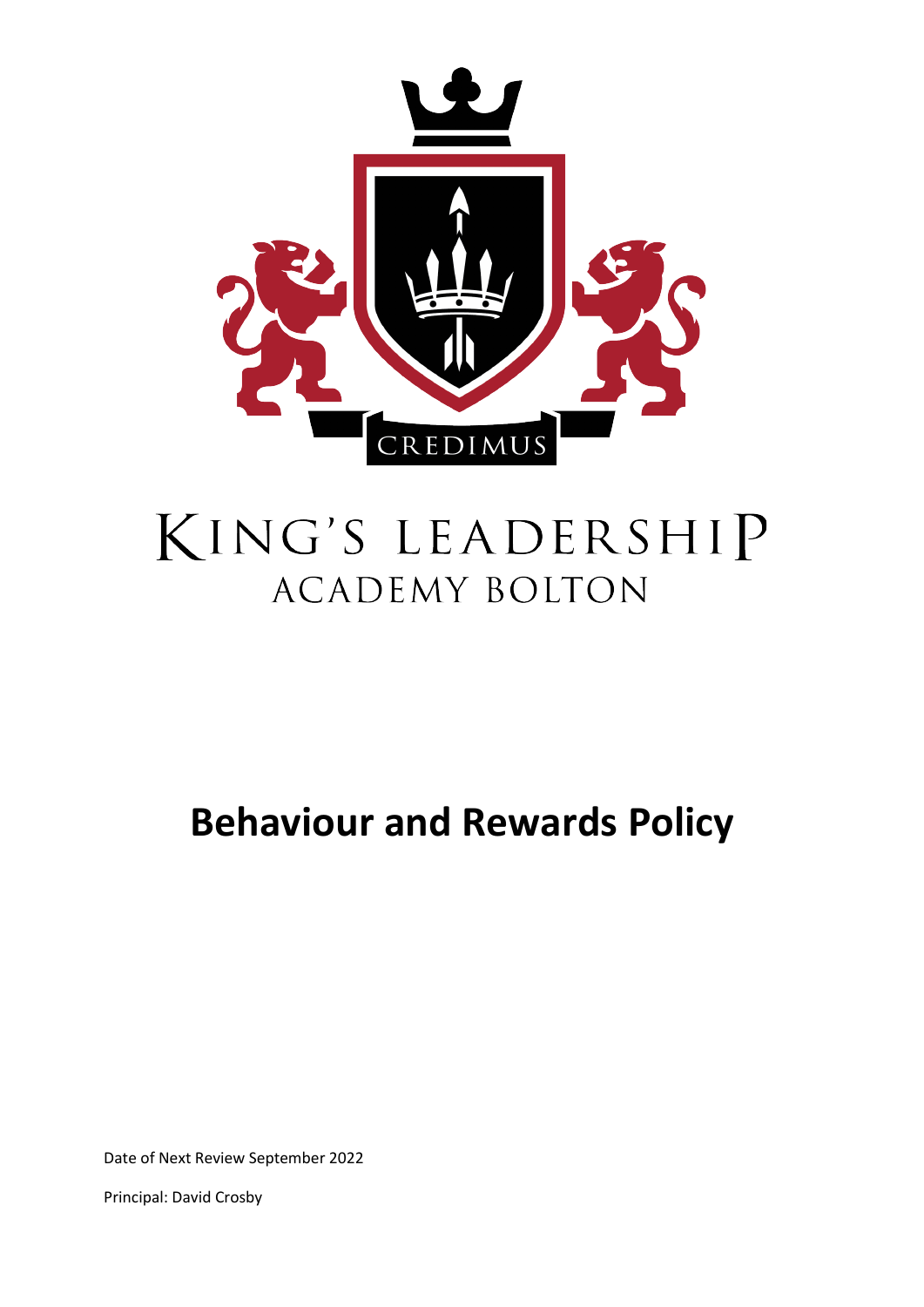CREDIMUS

# KING'S LEADERSHIP ACADEMY BOLTON

# Behaviour and Rewards Policy

Date of Next Review September 2022

Principal: David Crosby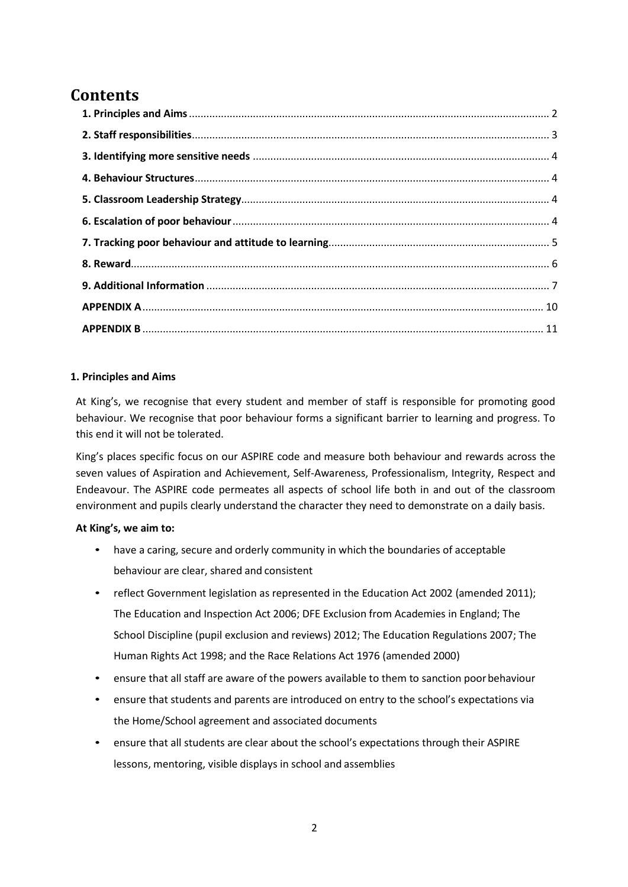# Contents

| | |
|---|---|
| **1. Principles and Aims** | 2 |
| **2. Staff responsibilities** | 3 |
| **3. Identifying more sensitive needs** | 4 |
| **4. Behaviour Structures** | 4 |
| **5. Classroom Leadership Strategy** | 4 |
| **6. Escalation of poor behaviour** | 4 |
| **7. Tracking poor behaviour and attitude to learning** | 5 |
| **8. Reward** | 6 |
| **9. Additional Information** | 7 |
| **APPENDIX A** | 10 |
| **APPENDIX B** | 11 |

### 1. Principles and Aims

At King's, we recognise that every student and member of staff is responsible for promoting good behaviour. We recognise that poor behaviour forms a significant barrier to learning and progress. To this end it will not be tolerated.

King's places specific focus on our ASPIRE code and measure both behaviour and rewards across the seven values of Aspiration and Achievement, Self-Awareness, Professionalism, Integrity, Respect and Endeavour. The ASPIRE code permeates all aspects of school life both in and out of the classroom environment and pupils clearly understand the character they need to demonstrate on a daily basis.

**At King's, we aim to:**

- have a caring, secure and orderly community in which the boundaries of acceptable behaviour are clear, shared and consistent
- reflect Government legislation as represented in the Education Act 2002 (amended 2011); The Education and Inspection Act 2006; DFE Exclusion from Academies in England; The School Discipline (pupil exclusion and reviews) 2012; The Education Regulations 2007; The Human Rights Act 1998; and the Race Relations Act 1976 (amended 2000)
- ensure that all staff are aware of the powers available to them to sanction poor behaviour
- ensure that students and parents are introduced on entry to the school's expectations via the Home/School agreement and associated documents
- ensure that all students are clear about the school's expectations through their ASPIRE lessons, mentoring, visible displays in school and assemblies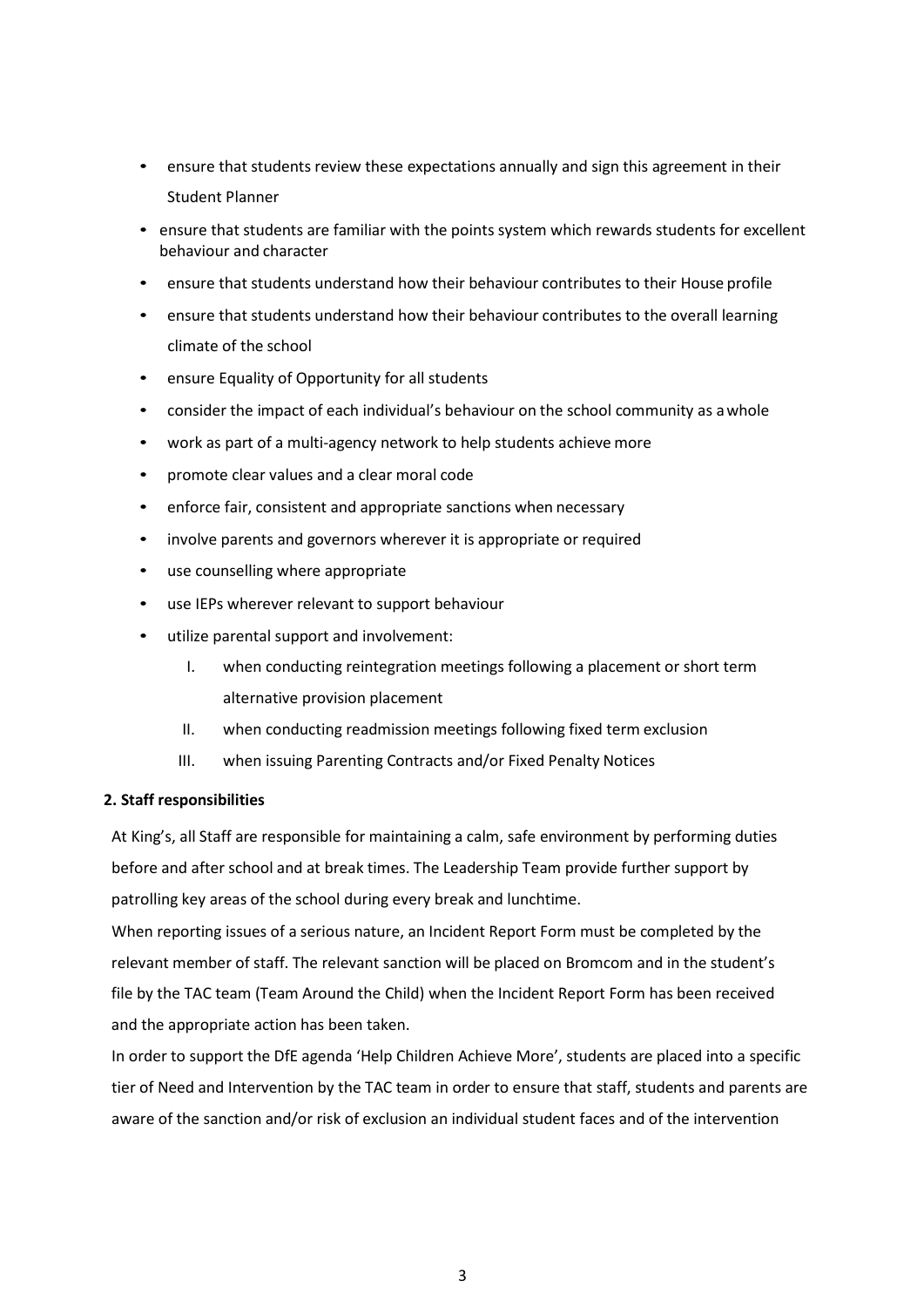- ensure that students review these expectations annually and sign this agreement in their Student Planner
- ensure that students are familiar with the points system which rewards students for excellent behaviour and character
- ensure that students understand how their behaviour contributes to their House profile
- ensure that students understand how their behaviour contributes to the overall learning climate of the school
- ensure Equality of Opportunity for all students
- consider the impact of each individual's behaviour on the school community as a whole
- work as part of a multi-agency network to help students achieve more
- promote clear values and a clear moral code
- enforce fair, consistent and appropriate sanctions when necessary
- involve parents and governors wherever it is appropriate or required
- use counselling where appropriate
- use IEPs wherever relevant to support behaviour
- utilize parental support and involvement:
  - I. when conducting reintegration meetings following a placement or short term alternative provision placement
  - II. when conducting readmission meetings following fixed term exclusion
  - III. when issuing Parenting Contracts and/or Fixed Penalty Notices

**2. Staff responsibilities**

At King's, all Staff are responsible for maintaining a calm, safe environment by performing duties before and after school and at break times. The Leadership Team provide further support by patrolling key areas of the school during every break and lunchtime.

When reporting issues of a serious nature, an Incident Report Form must be completed by the relevant member of staff. The relevant sanction will be placed on Bromcom and in the student's file by the TAC team (Team Around the Child) when the Incident Report Form has been received and the appropriate action has been taken.

In order to support the DfE agenda 'Help Children Achieve More', students are placed into a specific tier of Need and Intervention by the TAC team in order to ensure that staff, students and parents are aware of the sanction and/or risk of exclusion an individual student faces and of the intervention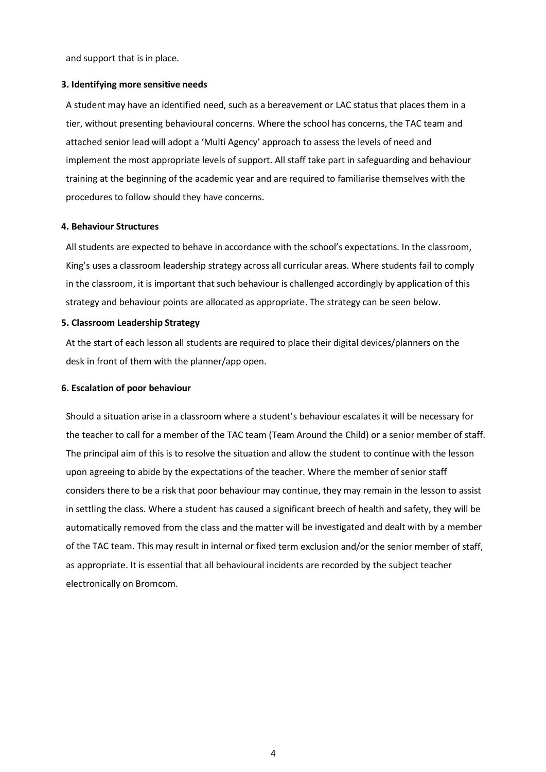and support that is in place.

**3. Identifying more sensitive needs**

A student may have an identified need, such as a bereavement or LAC status that places them in a tier, without presenting behavioural concerns. Where the school has concerns, the TAC team and attached senior lead will adopt a 'Multi Agency' approach to assess the levels of need and implement the most appropriate levels of support. All staff take part in safeguarding and behaviour training at the beginning of the academic year and are required to familiarise themselves with the procedures to follow should they have concerns.

**4. Behaviour Structures**

All students are expected to behave in accordance with the school's expectations. In the classroom, King's uses a classroom leadership strategy across all curricular areas. Where students fail to comply in the classroom, it is important that such behaviour is challenged accordingly by application of this strategy and behaviour points are allocated as appropriate. The strategy can be seen below.

**5. Classroom Leadership Strategy**

At the start of each lesson all students are required to place their digital devices/planners on the desk in front of them with the planner/app open.

**6. Escalation of poor behaviour**

Should a situation arise in a classroom where a student's behaviour escalates it will be necessary for the teacher to call for a member of the TAC team (Team Around the Child) or a senior member of staff. The principal aim of this is to resolve the situation and allow the student to continue with the lesson upon agreeing to abide by the expectations of the teacher. Where the member of senior staff considers there to be a risk that poor behaviour may continue, they may remain in the lesson to assist in settling the class. Where a student has caused a significant breech of health and safety, they will be automatically removed from the class and the matter will be investigated and dealt with by a member of the TAC team. This may result in internal or fixed term exclusion and/or the senior member of staff, as appropriate. It is essential that all behavioural incidents are recorded by the subject teacher electronically on Bromcom.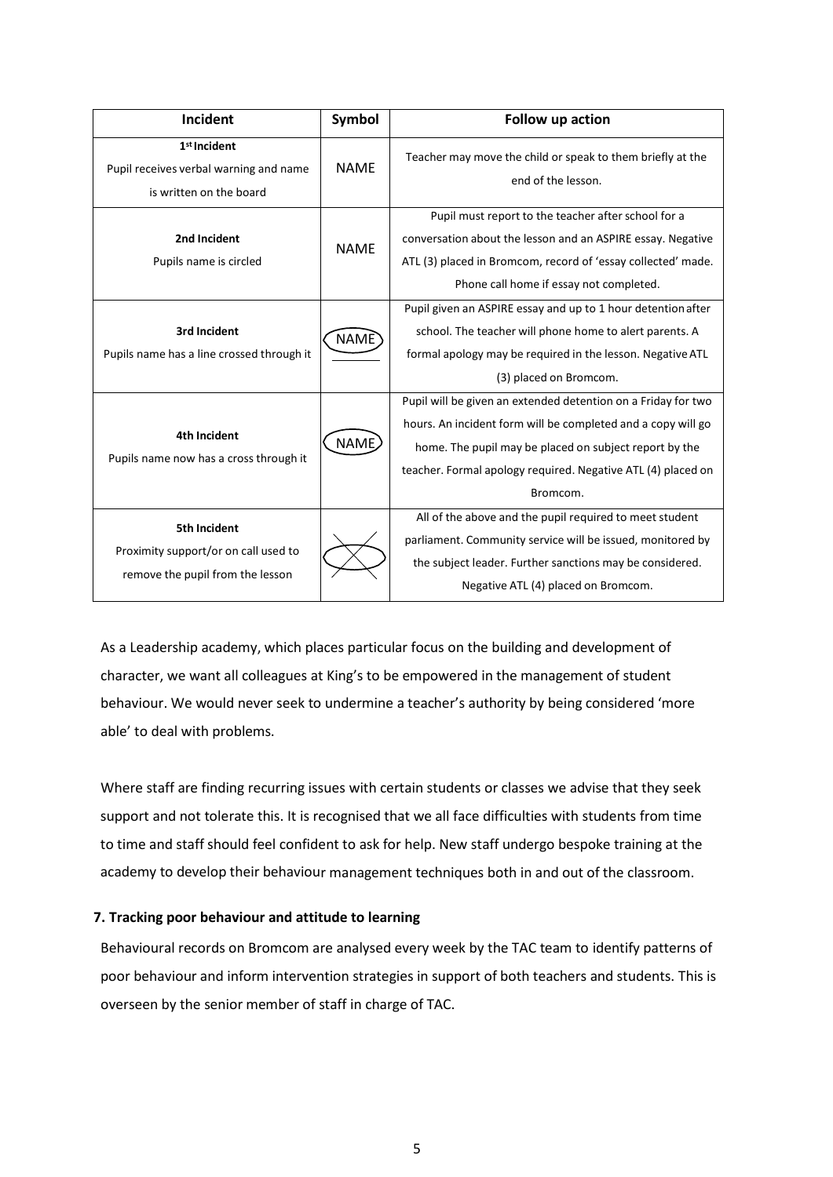| Incident | Symbol | Follow up action |
|---|---|---|
| **1st Incident** Pupil receives verbal warning and name is written on the board | NAME | Teacher may move the child or speak to them briefly at the end of the lesson. |
| **2nd Incident** Pupils name is circled | NAME | Pupil must report to the teacher after school for a conversation about the lesson and an ASPIRE essay. Negative ATL (3) placed in Bromcom, record of 'essay collected' made. Phone call home if essay not completed. |
| **3rd Incident** Pupils name has a line crossed through it | NAME | Pupil given an ASPIRE essay and up to 1 hour detention after school. The teacher will phone home to alert parents. A formal apology may be required in the lesson. Negative ATL (3) placed on Bromcom. |
| **4th Incident** Pupils name now has a cross through it | NAME | Pupil will be given an extended detention on a Friday for two hours. An incident form will be completed and a copy will go home. The pupil may be placed on subject report by the teacher. Formal apology required. Negative ATL (4) placed on Bromcom. |
| **5th Incident** Proximity support/or on call used to remove the pupil from the lesson | | All of the above and the pupil required to meet student parliament. Community service will be issued, monitored by the subject leader. Further sanctions may be considered. Negative ATL (4) placed on Bromcom. |

As a Leadership academy, which places particular focus on the building and development of character, we want all colleagues at King's to be empowered in the management of student behaviour. We would never seek to undermine a teacher's authority by being considered 'more able' to deal with problems.

Where staff are finding recurring issues with certain students or classes we advise that they seek support and not tolerate this. It is recognised that we all face difficulties with students from time to time and staff should feel confident to ask for help. New staff undergo bespoke training at the academy to develop their behaviour management techniques both in and out of the classroom.

### 7. Tracking poor behaviour and attitude to learning

Behavioural records on Bromcom are analysed every week by the TAC team to identify patterns of poor behaviour and inform intervention strategies in support of both teachers and students. This is overseen by the senior member of staff in charge of TAC.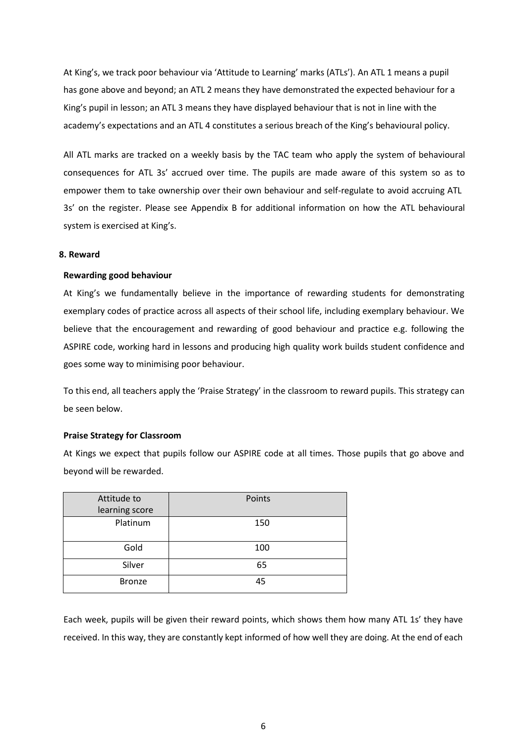At King's, we track poor behaviour via 'Attitude to Learning' marks (ATLs'). An ATL 1 means a pupil has gone above and beyond; an ATL 2 means they have demonstrated the expected behaviour for a King's pupil in lesson; an ATL 3 means they have displayed behaviour that is not in line with the academy's expectations and an ATL 4 constitutes a serious breach of the King's behavioural policy.

All ATL marks are tracked on a weekly basis by the TAC team who apply the system of behavioural consequences for ATL 3s' accrued over time. The pupils are made aware of this system so as to empower them to take ownership over their own behaviour and self-regulate to avoid accruing ATL 3s' on the register. Please see Appendix B for additional information on how the ATL behavioural system is exercised at King's.

**8. Reward**

**Rewarding good behaviour**

At King's we fundamentally believe in the importance of rewarding students for demonstrating exemplary codes of practice across all aspects of their school life, including exemplary behaviour. We believe that the encouragement and rewarding of good behaviour and practice e.g. following the ASPIRE code, working hard in lessons and producing high quality work builds student confidence and goes some way to minimising poor behaviour.

To this end, all teachers apply the 'Praise Strategy' in the classroom to reward pupils. This strategy can be seen below.

**Praise Strategy for Classroom**

At Kings we expect that pupils follow our ASPIRE code at all times. Those pupils that go above and beyond will be rewarded.

| Attitude to learning score | Points |
| --- | --- |
| Platinum | 150 |
| Gold | 100 |
| Silver | 65 |
| Bronze | 45 |

Each week, pupils will be given their reward points, which shows them how many ATL 1s' they have received. In this way, they are constantly kept informed of how well they are doing. At the end of each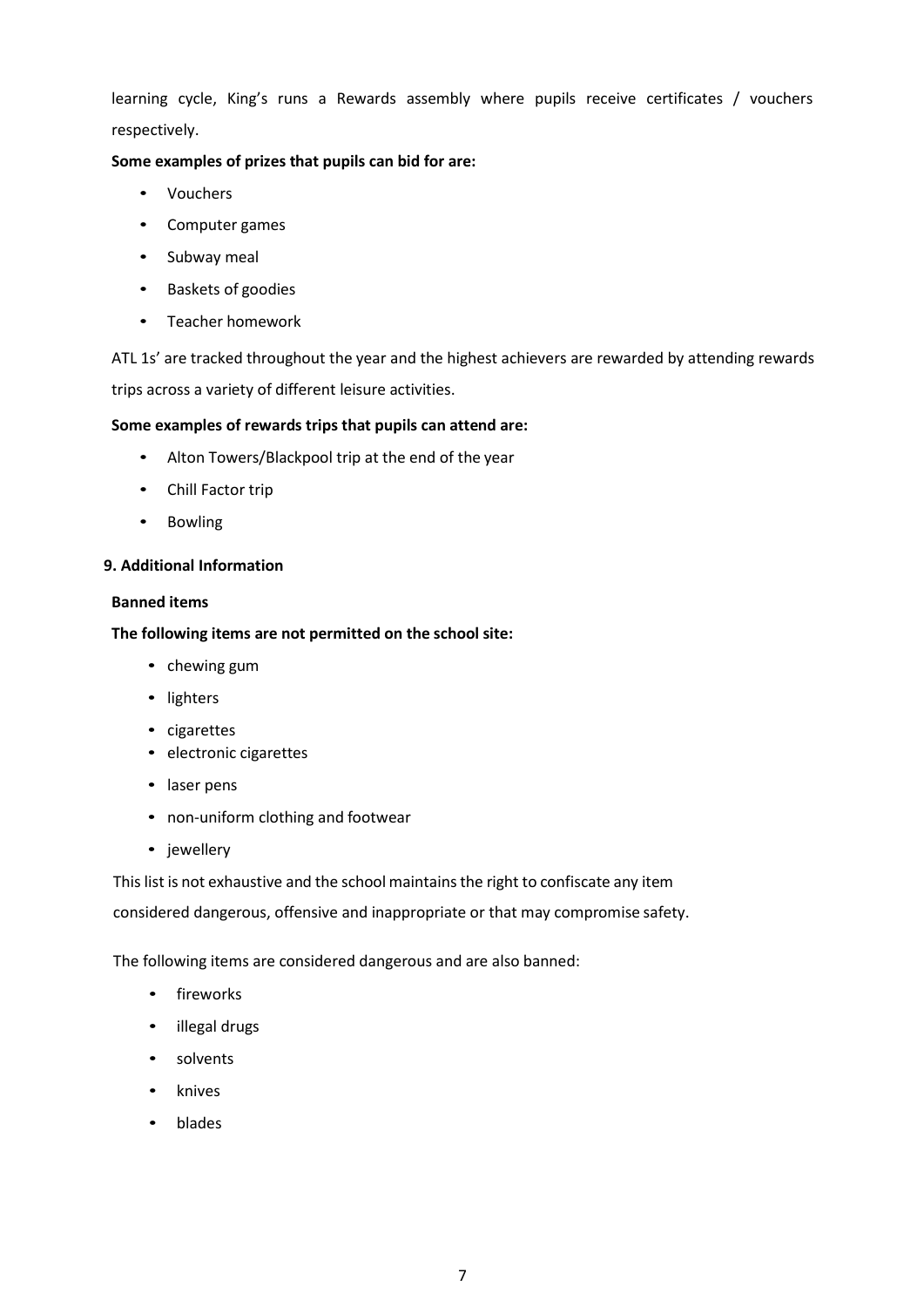learning cycle, King's runs a Rewards assembly where pupils receive certificates / vouchers respectively.

**Some examples of prizes that pupils can bid for are:**

- Vouchers
- Computer games
- Subway meal
- Baskets of goodies
- Teacher homework

ATL 1s' are tracked throughout the year and the highest achievers are rewarded by attending rewards trips across a variety of different leisure activities.

**Some examples of rewards trips that pupils can attend are:**

- Alton Towers/Blackpool trip at the end of the year
- Chill Factor trip
- Bowling

## 9. Additional Information

**Banned items**

**The following items are not permitted on the school site:**

- chewing gum
- lighters
- cigarettes
- electronic cigarettes
- laser pens
- non-uniform clothing and footwear
- jewellery

This list is not exhaustive and the school maintains the right to confiscate any item considered dangerous, offensive and inappropriate or that may compromise safety.

The following items are considered dangerous and are also banned:

- fireworks
- illegal drugs
- solvents
- knives
- blades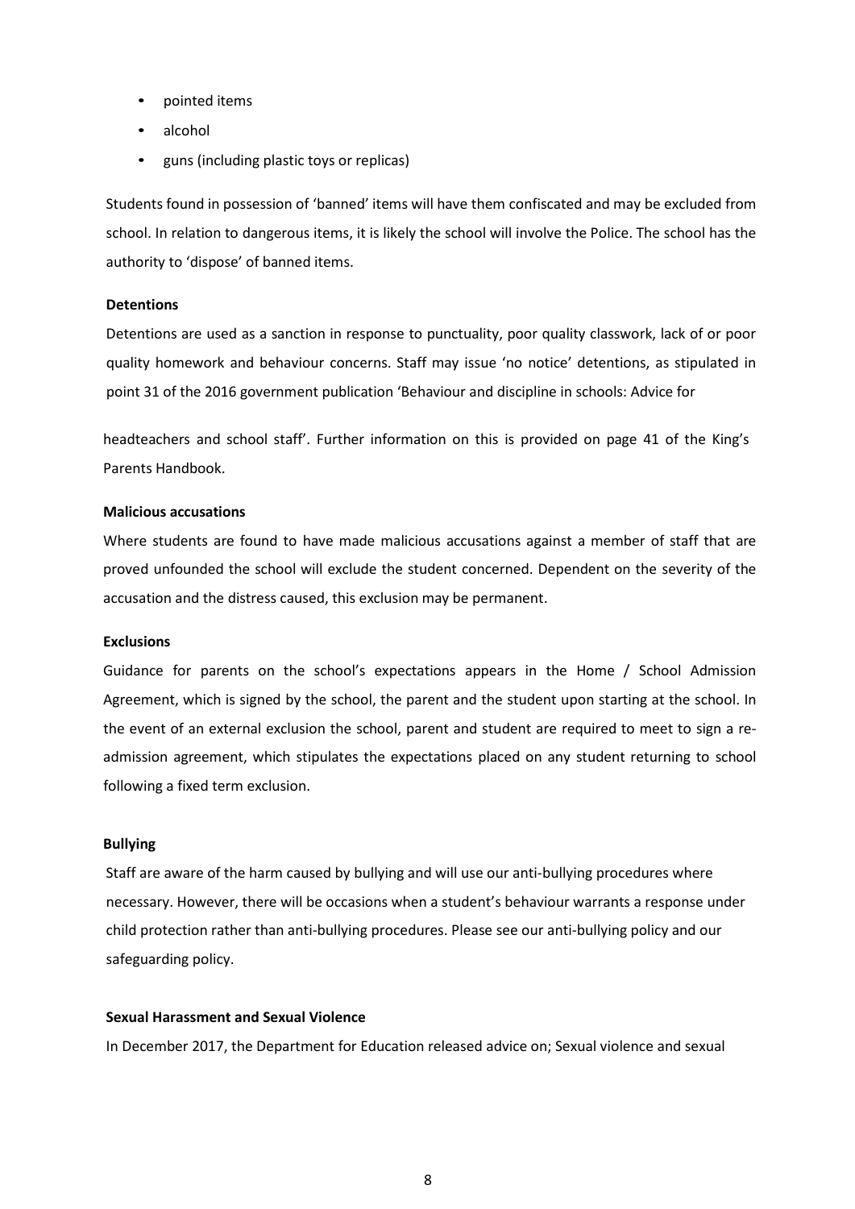- pointed items
- alcohol
- guns (including plastic toys or replicas)

Students found in possession of 'banned' items will have them confiscated and may be excluded from school. In relation to dangerous items, it is likely the school will involve the Police. The school has the authority to 'dispose' of banned items.

**Detentions**

Detentions are used as a sanction in response to punctuality, poor quality classwork, lack of or poor quality homework and behaviour concerns. Staff may issue 'no notice' detentions, as stipulated in point 31 of the 2016 government publication 'Behaviour and discipline in schools: Advice for headteachers and school staff'. Further information on this is provided on page 41 of the King's Parents Handbook.

**Malicious accusations**

Where students are found to have made malicious accusations against a member of staff that are proved unfounded the school will exclude the student concerned. Dependent on the severity of the accusation and the distress caused, this exclusion may be permanent.

**Exclusions**

Guidance for parents on the school's expectations appears in the Home / School Admission Agreement, which is signed by the school, the parent and the student upon starting at the school. In the event of an external exclusion the school, parent and student are required to meet to sign a re-admission agreement, which stipulates the expectations placed on any student returning to school following a fixed term exclusion.

**Bullying**

Staff are aware of the harm caused by bullying and will use our anti-bullying procedures where necessary. However, there will be occasions when a student's behaviour warrants a response under child protection rather than anti-bullying procedures. Please see our anti-bullying policy and our safeguarding policy.

**Sexual Harassment and Sexual Violence**

In December 2017, the Department for Education released advice on; Sexual violence and sexual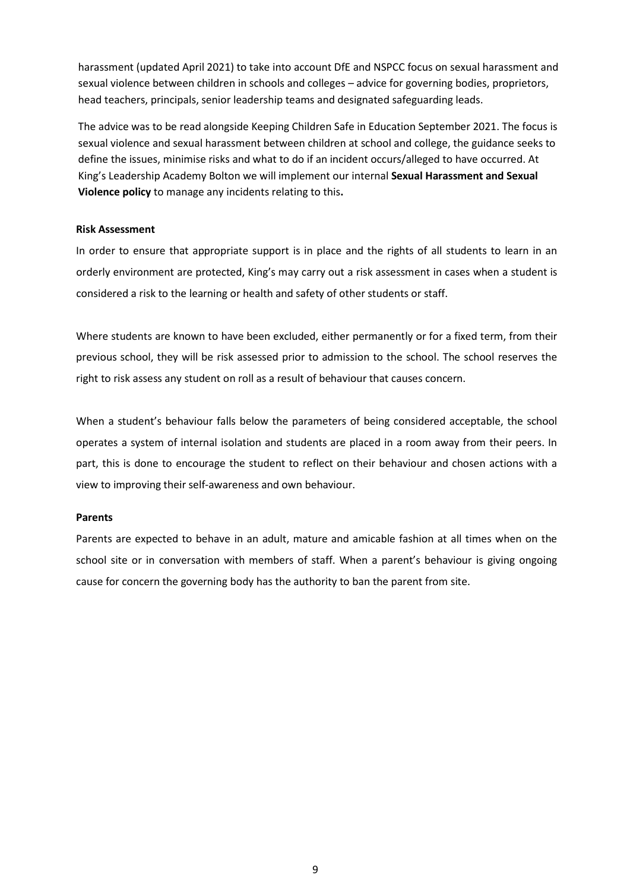harassment (updated April 2021) to take into account DfE and NSPCC focus on sexual harassment and sexual violence between children in schools and colleges – advice for governing bodies, proprietors, head teachers, principals, senior leadership teams and designated safeguarding leads.

The advice was to be read alongside Keeping Children Safe in Education September 2021. The focus is sexual violence and sexual harassment between children at school and college, the guidance seeks to define the issues, minimise risks and what to do if an incident occurs/alleged to have occurred. At King's Leadership Academy Bolton we will implement our internal **Sexual Harassment and Sexual Violence policy** to manage any incidents relating to this**.**

**Risk Assessment**

In order to ensure that appropriate support is in place and the rights of all students to learn in an orderly environment are protected, King's may carry out a risk assessment in cases when a student is considered a risk to the learning or health and safety of other students or staff.

Where students are known to have been excluded, either permanently or for a fixed term, from their previous school, they will be risk assessed prior to admission to the school. The school reserves the right to risk assess any student on roll as a result of behaviour that causes concern.

When a student's behaviour falls below the parameters of being considered acceptable, the school operates a system of internal isolation and students are placed in a room away from their peers. In part, this is done to encourage the student to reflect on their behaviour and chosen actions with a view to improving their self-awareness and own behaviour.

**Parents**

Parents are expected to behave in an adult, mature and amicable fashion at all times when on the school site or in conversation with members of staff. When a parent's behaviour is giving ongoing cause for concern the governing body has the authority to ban the parent from site.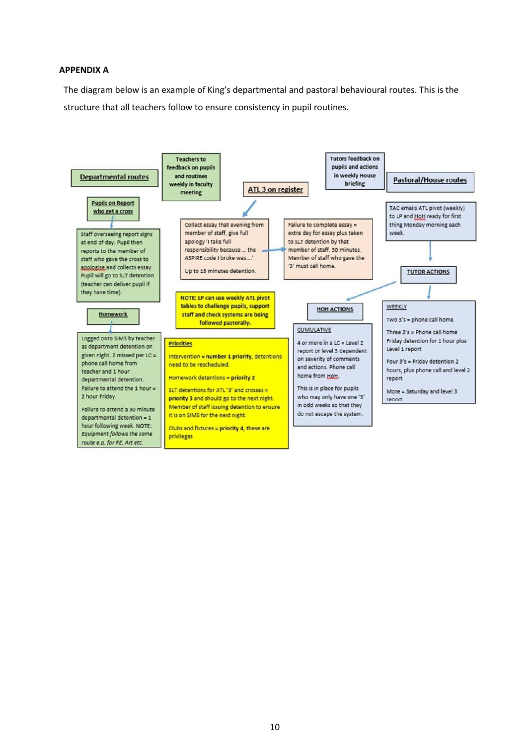**APPENDIX A**

The diagram below is an example of King's departmental and pastoral behavioural routes. This is the structure that all teachers follow to ensure consistency in pupil routines.

**Departmental routes**

Teachers to feedback on pupils and routines weekly in faculty meeting

**Pupils on Report who get a cross**

Staff overseeing report signs at end of day. Pupil then reports to the member of staff who gave the cross to apologise and collects essay. Pupil will go to SLT detention (teacher can deliver pupil if they have time).

**Homework**

Logged onto SIMS by teacher as department detention on given night. 2 missed per LC = phone call home from teacher and 1 hour departmental detention. Failure to attend the 1 hour = 2 hour Friday.

Failure to attend a 30 minute departmental detention = 1 hour following week. NOTE: *Equipment follows the same route e.g. for PE, Art etc.*

**ATL 3 on register**

Collect essay that evening from member of staff, give full apology 'I take full responsibility because ... the ASPIRE code I broke was....'

Up to 15 minutes detention.

→ Failure to complete essay = extra day for essay plus taken to SLT detention by that member of staff. 30 minutes. Member of staff who gave the '3' must call home.

**NOTE: LP can use weekly ATL pivot tables to challenge pupils, support staff and check systems are being followed pastorally.**

**Priorities**

Intervention = **number 1 priority**, detentions need to be rescheduled.

Homework detentions = **priority 2**

SLT detentions for ATL '3' and crosses = **priority 3** and should go to the next night. Member of staff issuing detention to ensure it is on SIMS for the next night.

Clubs and fixtures = **priority 4**, these are privileges

**Pastoral/House routes**

Tutors feedback on pupils and actions in weekly House briefing

TAC emails ATL pivot (weekly) to LP and HoH ready for first thing Monday morning each week.

**TUTOR ACTIONS**

WEEKLY

Two 3's = phone call home

Three 3's = Phone call home Friday detention for 1 hour plus Level 1 report

Four 3's = Friday detention 2 hours, plus phone call and level 2 report

More = Saturday and level 3 report

**HOH ACTIONS**

CUMULATIVE

4 or more in a LC = Level 2 report or level 3 dependent on severity of comments and actions. Phone call home from HoH.

This is in place for pupils who may only have one '3' in odd weeks so that they do not escape the system.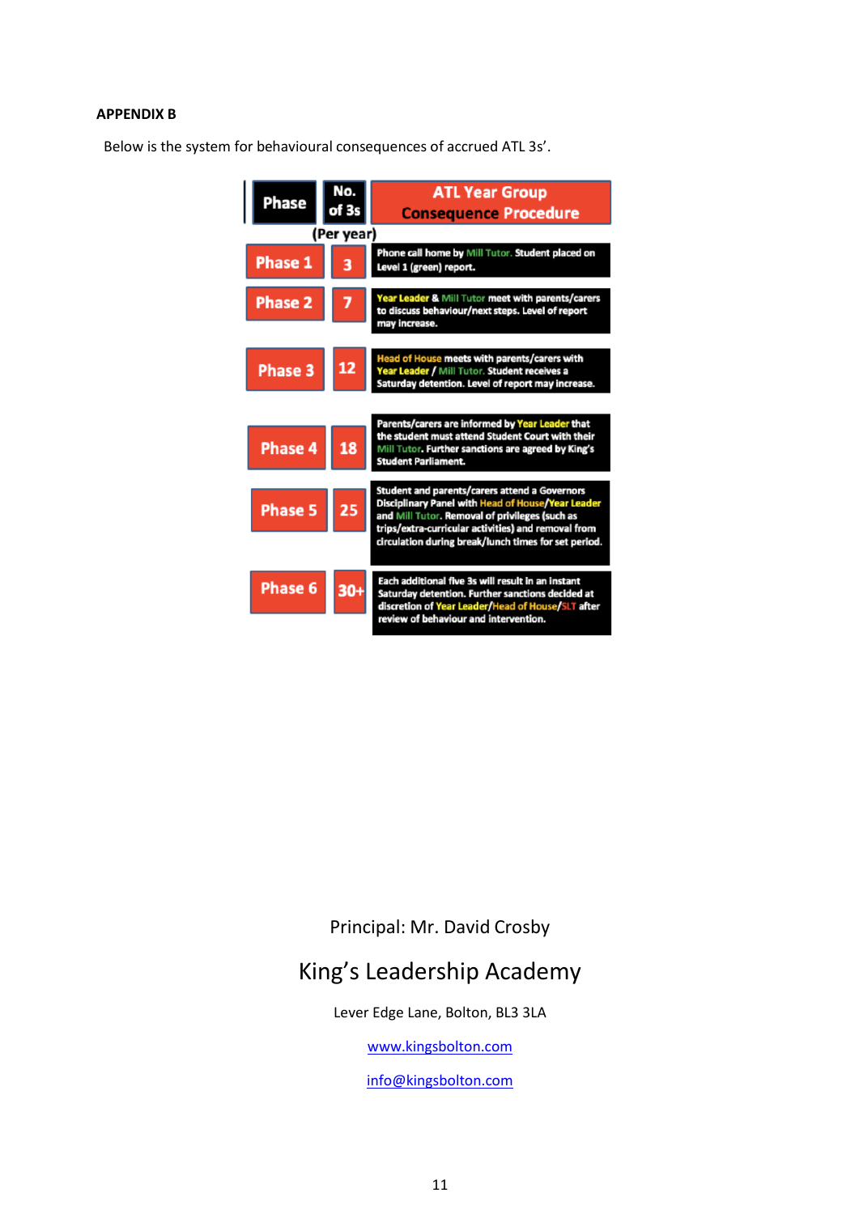**APPENDIX B**

Below is the system for behavioural consequences of accrued ATL 3s'.

| Phase | No. of 3s (Per year) | ATL Year Group Consequence Procedure |
|---|---|---|
| Phase 1 | 3 | Phone call home by Mill Tutor. Student placed on Level 1 (green) report. |
| Phase 2 | 7 | Year Leader & Mill Tutor meet with parents/carers to discuss behaviour/next steps. Level of report may increase. |
| Phase 3 | 12 | Head of House meets with parents/carers with Year Leader / Mill Tutor. Student receives a Saturday detention. Level of report may increase. |
| Phase 4 | 18 | Parents/carers are informed by Year Leader that the student must attend Student Court with their Mill Tutor. Further sanctions are agreed by King's Student Parliament. |
| Phase 5 | 25 | Student and parents/carers attend a Governors Disciplinary Panel with Head of House/Year Leader and Mill Tutor. Removal of privileges (such as trips/extra-curricular activities) and removal from circulation during break/lunch times for set period. |
| Phase 6 | 30+ | Each additional five 3s will result in an instant Saturday detention. Further sanctions decided at discretion of Year Leader/Head of House/SLT after review of behaviour and intervention. |

Principal: Mr. David Crosby

King's Leadership Academy

Lever Edge Lane, Bolton, BL3 3LA

www.kingsbolton.com

info@kingsbolton.com